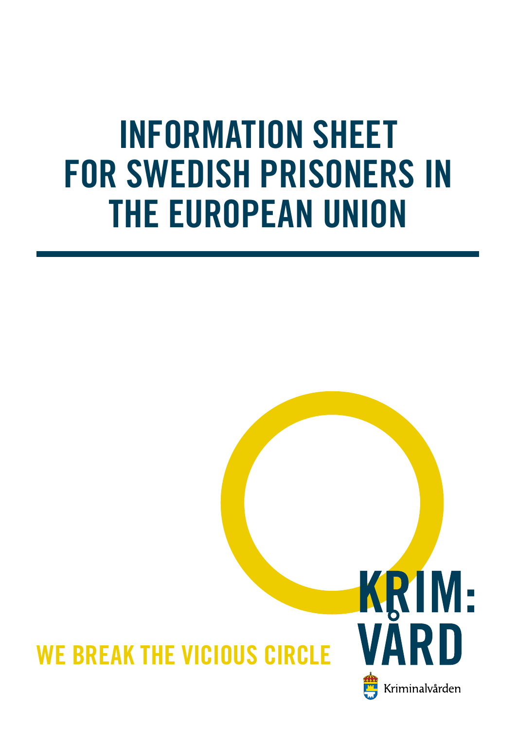# INFORMATION SHEET FOR SWEDISH PRISONERS IN THE EUROPEAN UNION

WE BREAK THE VICIOUS CIRCLE

KRIM: VÅRD

Kriminalvården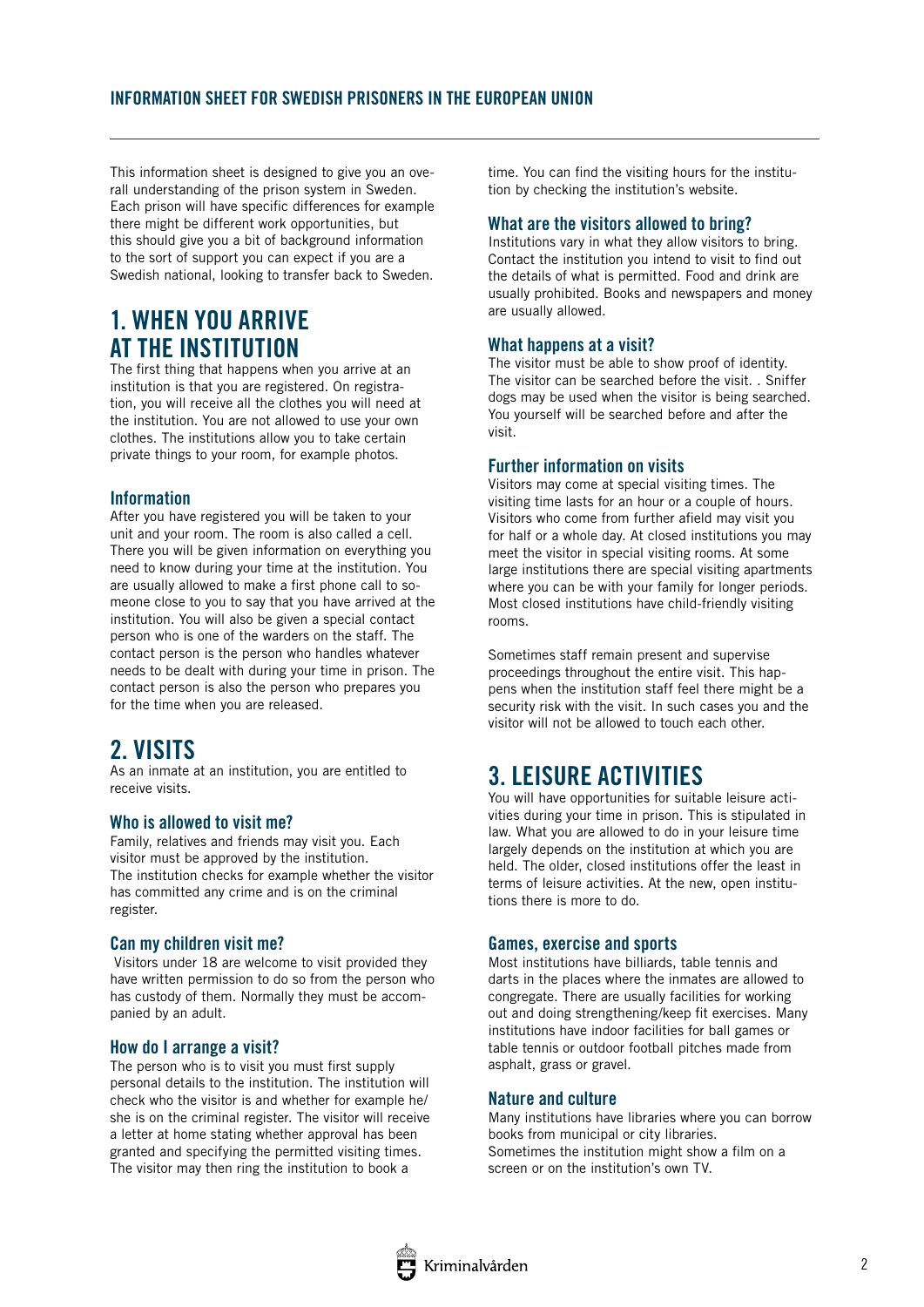## INFORMATION SHEET FOR SWEDISH PRISONERS IN THE EUROPEAN UNION

This information sheet is designed to give you an overall understanding of the prison system in Sweden. Each prison will have specific differences for example there might be different work opportunities, but this should give you a bit of background information to the sort of support you can expect if you are a Swedish national, looking to transfer back to Sweden.

# 1. WHEN YOU ARRIVE AT THE INSTITUTION

The first thing that happens when you arrive at an institution is that you are registered. On registration, you will receive all the clothes you will need at the institution. You are not allowed to use your own clothes. The institutions allow you to take certain private things to your room, for example photos.

### Information

After you have registered you will be taken to your unit and your room. The room is also called a cell. There you will be given information on everything you need to know during your time at the institution. You are usually allowed to make a first phone call to someone close to you to say that you have arrived at the institution. You will also be given a special contact person who is one of the warders on the staff. The contact person is the person who handles whatever needs to be dealt with during your time in prison. The contact person is also the person who prepares you for the time when you are released.

# 2. VISITS

As an inmate at an institution, you are entitled to receive visits.

### Who is allowed to visit me?

Family, relatives and friends may visit you. Each visitor must be approved by the institution.
The institution checks for example whether the visitor has committed any crime and is on the criminal register.

### Can my children visit me?

Visitors under 18 are welcome to visit provided they have written permission to do so from the person who has custody of them. Normally they must be accompanied by an adult.

### How do I arrange a visit?

The person who is to visit you must first supply personal details to the institution. The institution will check who the visitor is and whether for example he/she is on the criminal register. The visitor will receive a letter at home stating whether approval has been granted and specifying the permitted visiting times. The visitor may then ring the institution to book a time. You can find the visiting hours for the institution by checking the institution's website.

### What are the visitors allowed to bring?

Institutions vary in what they allow visitors to bring. Contact the institution you intend to visit to find out the details of what is permitted. Food and drink are usually prohibited. Books and newspapers and money are usually allowed.

### What happens at a visit?

The visitor must be able to show proof of identity. The visitor can be searched before the visit. . Sniffer dogs may be used when the visitor is being searched. You yourself will be searched before and after the visit.

### Further information on visits

Visitors may come at special visiting times. The visiting time lasts for an hour or a couple of hours. Visitors who come from further afield may visit you for half or a whole day. At closed institutions you may meet the visitor in special visiting rooms. At some large institutions there are special visiting apartments where you can be with your family for longer periods. Most closed institutions have child-friendly visiting rooms.

Sometimes staff remain present and supervise proceedings throughout the entire visit. This happens when the institution staff feel there might be a security risk with the visit. In such cases you and the visitor will not be allowed to touch each other.

# 3. LEISURE ACTIVITIES

You will have opportunities for suitable leisure activities during your time in prison. This is stipulated in law. What you are allowed to do in your leisure time largely depends on the institution at which you are held. The older, closed institutions offer the least in terms of leisure activities. At the new, open institutions there is more to do.

### Games, exercise and sports

Most institutions have billiards, table tennis and darts in the places where the inmates are allowed to congregate. There are usually facilities for working out and doing strengthening/keep fit exercises. Many institutions have indoor facilities for ball games or table tennis or outdoor football pitches made from asphalt, grass or gravel.

### Nature and culture

Many institutions have libraries where you can borrow books from municipal or city libraries.
Sometimes the institution might show a film on a screen or on the institution's own TV.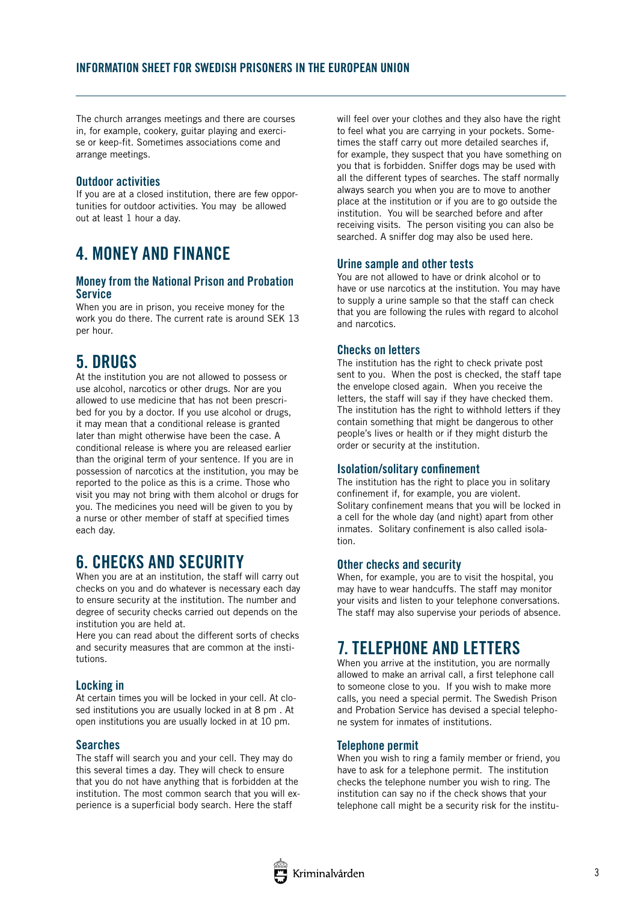The church arranges meetings and there are courses in, for example, cookery, guitar playing and exercise or keep-fit. Sometimes associations come and arrange meetings.

### Outdoor activities

If you are at a closed institution, there are few opportunities for outdoor activities. You may be allowed out at least 1 hour a day.

## 4. MONEY AND FINANCE

### Money from the National Prison and Probation Service

When you are in prison, you receive money for the work you do there. The current rate is around SEK 13 per hour.

## 5. DRUGS

At the institution you are not allowed to possess or use alcohol, narcotics or other drugs. Nor are you allowed to use medicine that has not been prescribed for you by a doctor. If you use alcohol or drugs, it may mean that a conditional release is granted later than might otherwise have been the case. A conditional release is where you are released earlier than the original term of your sentence. If you are in possession of narcotics at the institution, you may be reported to the police as this is a crime. Those who visit you may not bring with them alcohol or drugs for you. The medicines you need will be given to you by a nurse or other member of staff at specified times each day.

## 6. CHECKS AND SECURITY

When you are at an institution, the staff will carry out checks on you and do whatever is necessary each day to ensure security at the institution. The number and degree of security checks carried out depends on the institution you are held at.

Here you can read about the different sorts of checks and security measures that are common at the institutions.

### Locking in

At certain times you will be locked in your cell. At closed institutions you are usually locked in at 8 pm . At open institutions you are usually locked in at 10 pm.

### Searches

The staff will search you and your cell. They may do this several times a day. They will check to ensure that you do not have anything that is forbidden at the institution. The most common search that you will experience is a superficial body search. Here the staff will feel over your clothes and they also have the right to feel what you are carrying in your pockets. Sometimes the staff carry out more detailed searches if, for example, they suspect that you have something on you that is forbidden. Sniffer dogs may be used with all the different types of searches. The staff normally always search you when you are to move to another place at the institution or if you are to go outside the institution. You will be searched before and after receiving visits. The person visiting you can also be searched. A sniffer dog may also be used here.

### Urine sample and other tests

You are not allowed to have or drink alcohol or to have or use narcotics at the institution. You may have to supply a urine sample so that the staff can check that you are following the rules with regard to alcohol and narcotics.

### Checks on letters

The institution has the right to check private post sent to you. When the post is checked, the staff tape the envelope closed again. When you receive the letters, the staff will say if they have checked them. The institution has the right to withhold letters if they contain something that might be dangerous to other people's lives or health or if they might disturb the order or security at the institution.

### Isolation/solitary confinement

The institution has the right to place you in solitary confinement if, for example, you are violent. Solitary confinement means that you will be locked in a cell for the whole day (and night) apart from other inmates. Solitary confinement is also called isolation.

### Other checks and security

When, for example, you are to visit the hospital, you may have to wear handcuffs. The staff may monitor your visits and listen to your telephone conversations. The staff may also supervise your periods of absence.

## 7. TELEPHONE AND LETTERS

When you arrive at the institution, you are normally allowed to make an arrival call, a first telephone call to someone close to you. If you wish to make more calls, you need a special permit. The Swedish Prison and Probation Service has devised a special telephone system for inmates of institutions.

### Telephone permit

When you wish to ring a family member or friend, you have to ask for a telephone permit. The institution checks the telephone number you wish to ring. The institution can say no if the check shows that your telephone call might be a security risk for the institu-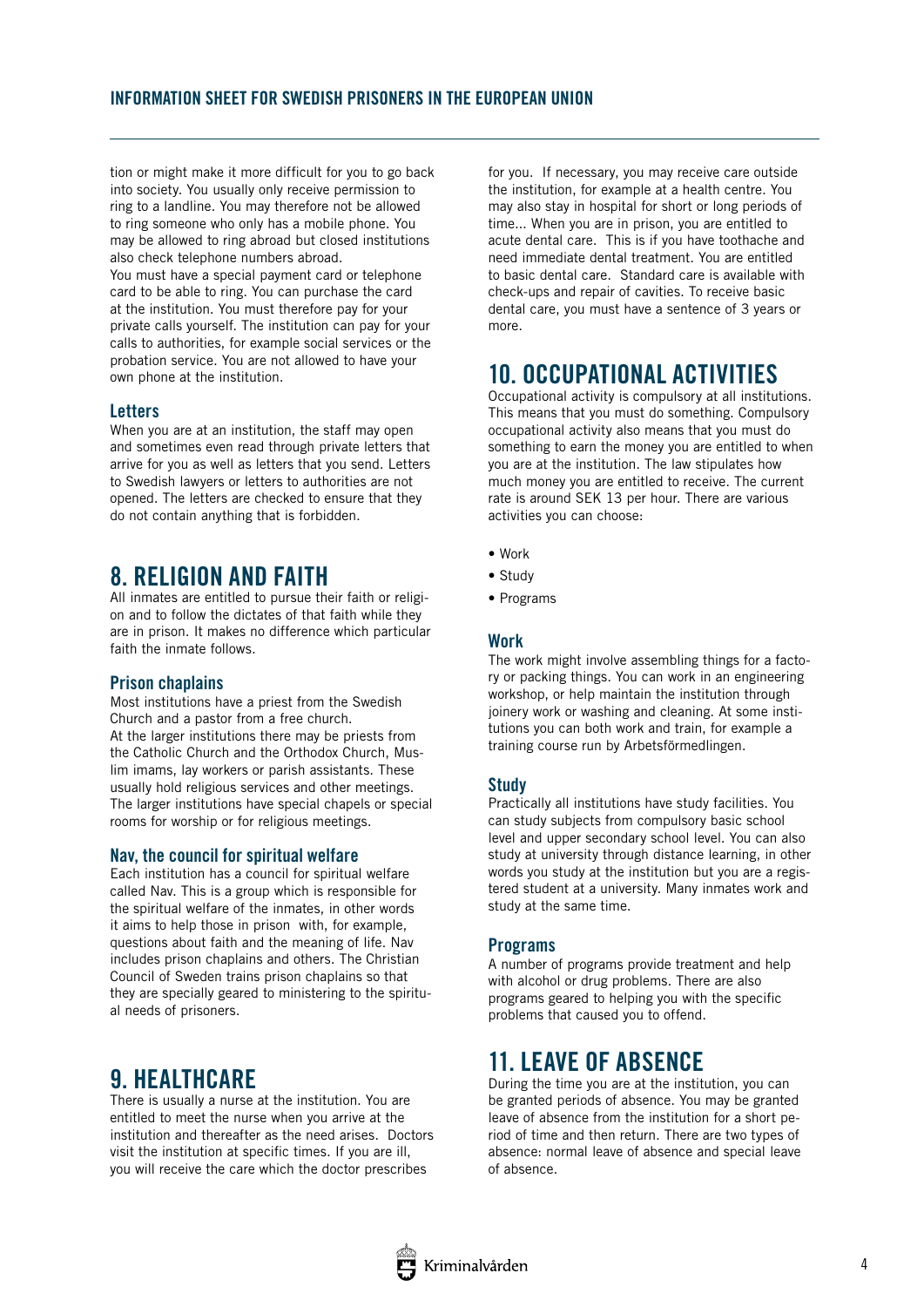tion or might make it more difficult for you to go back into society. You usually only receive permission to ring to a landline. You may therefore not be allowed to ring someone who only has a mobile phone. You may be allowed to ring abroad but closed institutions also check telephone numbers abroad.
You must have a special payment card or telephone card to be able to ring. You can purchase the card at the institution. You must therefore pay for your private calls yourself. The institution can pay for your calls to authorities, for example social services or the probation service. You are not allowed to have your own phone at the institution.

### Letters

When you are at an institution, the staff may open and sometimes even read through private letters that arrive for you as well as letters that you send. Letters to Swedish lawyers or letters to authorities are not opened. The letters are checked to ensure that they do not contain anything that is forbidden.

## 8. RELIGION AND FAITH

All inmates are entitled to pursue their faith or religion and to follow the dictates of that faith while they are in prison. It makes no difference which particular faith the inmate follows.

### Prison chaplains

Most institutions have a priest from the Swedish Church and a pastor from a free church.
At the larger institutions there may be priests from the Catholic Church and the Orthodox Church, Muslim imams, lay workers or parish assistants. These usually hold religious services and other meetings. The larger institutions have special chapels or special rooms for worship or for religious meetings.

### Nav, the council for spiritual welfare

Each institution has a council for spiritual welfare called Nav. This is a group which is responsible for the spiritual welfare of the inmates, in other words it aims to help those in prison with, for example, questions about faith and the meaning of life. Nav includes prison chaplains and others. The Christian Council of Sweden trains prison chaplains so that they are specially geared to ministering to the spiritual needs of prisoners.

## 9. HEALTHCARE

There is usually a nurse at the institution. You are entitled to meet the nurse when you arrive at the institution and thereafter as the need arises. Doctors visit the institution at specific times. If you are ill, you will receive the care which the doctor prescribes for you. If necessary, you may receive care outside the institution, for example at a health centre. You may also stay in hospital for short or long periods of time... When you are in prison, you are entitled to acute dental care. This is if you have toothache and need immediate dental treatment. You are entitled to basic dental care. Standard care is available with check-ups and repair of cavities. To receive basic dental care, you must have a sentence of 3 years or more.

## 10. OCCUPATIONAL ACTIVITIES

Occupational activity is compulsory at all institutions. This means that you must do something. Compulsory occupational activity also means that you must do something to earn the money you are entitled to when you are at the institution. The law stipulates how much money you are entitled to receive. The current rate is around SEK 13 per hour. There are various activities you can choose:

- Work
- Study
- Programs

### Work

The work might involve assembling things for a factory or packing things. You can work in an engineering workshop, or help maintain the institution through joinery work or washing and cleaning. At some institutions you can both work and train, for example a training course run by Arbetsförmedlingen.

### Study

Practically all institutions have study facilities. You can study subjects from compulsory basic school level and upper secondary school level. You can also study at university through distance learning, in other words you study at the institution but you are a registered student at a university. Many inmates work and study at the same time.

### Programs

A number of programs provide treatment and help with alcohol or drug problems. There are also programs geared to helping you with the specific problems that caused you to offend.

## 11. LEAVE OF ABSENCE

During the time you are at the institution, you can be granted periods of absence. You may be granted leave of absence from the institution for a short period of time and then return. There are two types of absence: normal leave of absence and special leave of absence.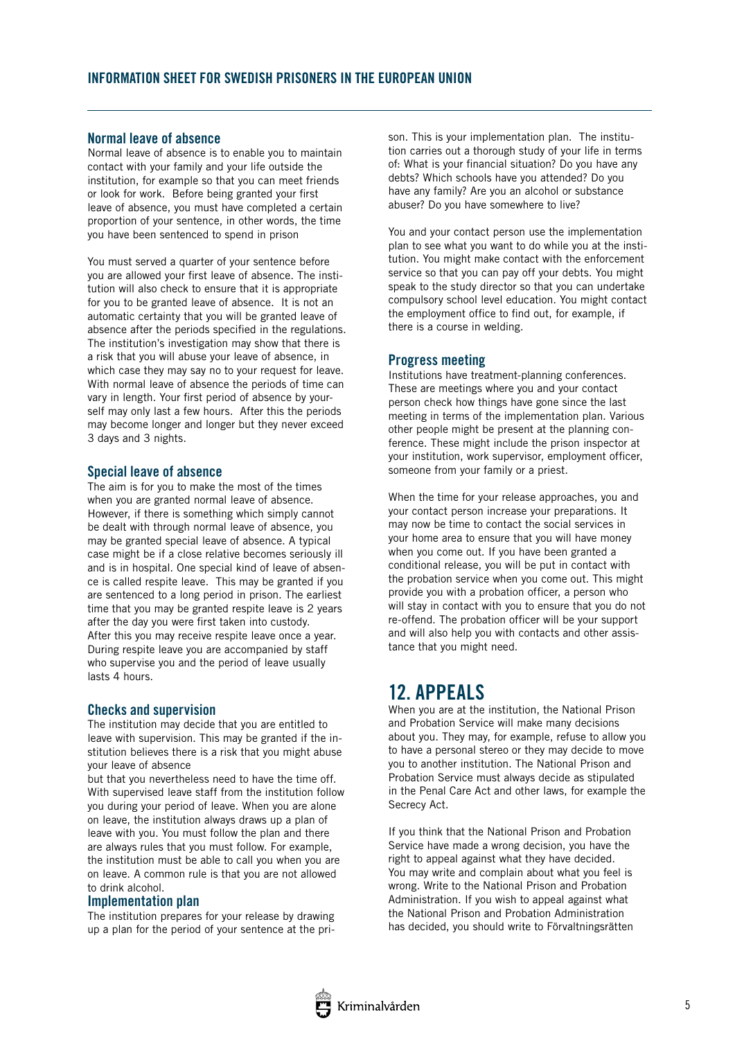### Normal leave of absence

Normal leave of absence is to enable you to maintain contact with your family and your life outside the institution, for example so that you can meet friends or look for work. Before being granted your first leave of absence, you must have completed a certain proportion of your sentence, in other words, the time you have been sentenced to spend in prison

You must served a quarter of your sentence before you are allowed your first leave of absence. The institution will also check to ensure that it is appropriate for you to be granted leave of absence. It is not an automatic certainty that you will be granted leave of absence after the periods specified in the regulations. The institution's investigation may show that there is a risk that you will abuse your leave of absence, in which case they may say no to your request for leave. With normal leave of absence the periods of time can vary in length. Your first period of absence by yourself may only last a few hours. After this the periods may become longer and longer but they never exceed 3 days and 3 nights.

### Special leave of absence

The aim is for you to make the most of the times when you are granted normal leave of absence. However, if there is something which simply cannot be dealt with through normal leave of absence, you may be granted special leave of absence. A typical case might be if a close relative becomes seriously ill and is in hospital. One special kind of leave of absence is called respite leave. This may be granted if you are sentenced to a long period in prison. The earliest time that you may be granted respite leave is 2 years after the day you were first taken into custody. After this you may receive respite leave once a year. During respite leave you are accompanied by staff who supervise you and the period of leave usually lasts 4 hours.

### Checks and supervision

The institution may decide that you are entitled to leave with supervision. This may be granted if the institution believes there is a risk that you might abuse your leave of absence

but that you nevertheless need to have the time off. With supervised leave staff from the institution follow you during your period of leave. When you are alone on leave, the institution always draws up a plan of leave with you. You must follow the plan and there are always rules that you must follow. For example, the institution must be able to call you when you are on leave. A common rule is that you are not allowed to drink alcohol.

### Implementation plan

The institution prepares for your release by drawing up a plan for the period of your sentence at the prison. This is your implementation plan. The institution carries out a thorough study of your life in terms of: What is your financial situation? Do you have any debts? Which schools have you attended? Do you have any family? Are you an alcohol or substance abuser? Do you have somewhere to live?

You and your contact person use the implementation plan to see what you want to do while you at the institution. You might make contact with the enforcement service so that you can pay off your debts. You might speak to the study director so that you can undertake compulsory school level education. You might contact the employment office to find out, for example, if there is a course in welding.

### Progress meeting

Institutions have treatment-planning conferences. These are meetings where you and your contact person check how things have gone since the last meeting in terms of the implementation plan. Various other people might be present at the planning conference. These might include the prison inspector at your institution, work supervisor, employment officer, someone from your family or a priest.

When the time for your release approaches, you and your contact person increase your preparations. It may now be time to contact the social services in your home area to ensure that you will have money when you come out. If you have been granted a conditional release, you will be put in contact with the probation service when you come out. This might provide you with a probation officer, a person who will stay in contact with you to ensure that you do not re-offend. The probation officer will be your support and will also help you with contacts and other assistance that you might need.

## 12. APPEALS

When you are at the institution, the National Prison and Probation Service will make many decisions about you. They may, for example, refuse to allow you to have a personal stereo or they may decide to move you to another institution. The National Prison and Probation Service must always decide as stipulated in the Penal Care Act and other laws, for example the Secrecy Act.

If you think that the National Prison and Probation Service have made a wrong decision, you have the right to appeal against what they have decided. You may write and complain about what you feel is wrong. Write to the National Prison and Probation Administration. If you wish to appeal against what the National Prison and Probation Administration has decided, you should write to Förvaltningsrätten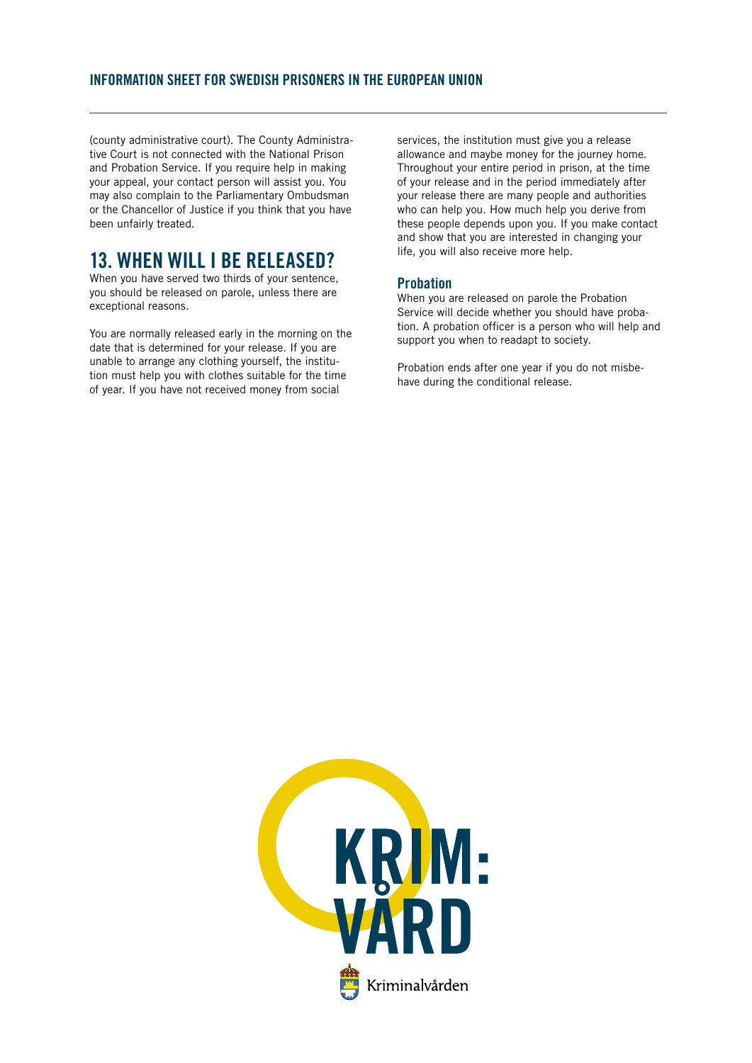(county administrative court). The County Administrative Court is not connected with the National Prison and Probation Service. If you require help in making your appeal, your contact person will assist you. You may also complain to the Parliamentary Ombudsman or the Chancellor of Justice if you think that you have been unfairly treated.

## 13. WHEN WILL I BE RELEASED?

When you have served two thirds of your sentence, you should be released on parole, unless there are exceptional reasons.

You are normally released early in the morning on the date that is determined for your release. If you are unable to arrange any clothing yourself, the institution must help you with clothes suitable for the time of year. If you have not received money from social services, the institution must give you a release allowance and maybe money for the journey home. Throughout your entire period in prison, at the time of your release and in the period immediately after your release there are many people and authorities who can help you. How much help you derive from these people depends upon you. If you make contact and show that you are interested in changing your life, you will also receive more help.

### Probation

When you are released on parole the Probation Service will decide whether you should have probation. A probation officer is a person who will help and support you when to readapt to society.

Probation ends after one year if you do not misbehave during the conditional release.

KRIM:
VÅRD

Kriminalvården